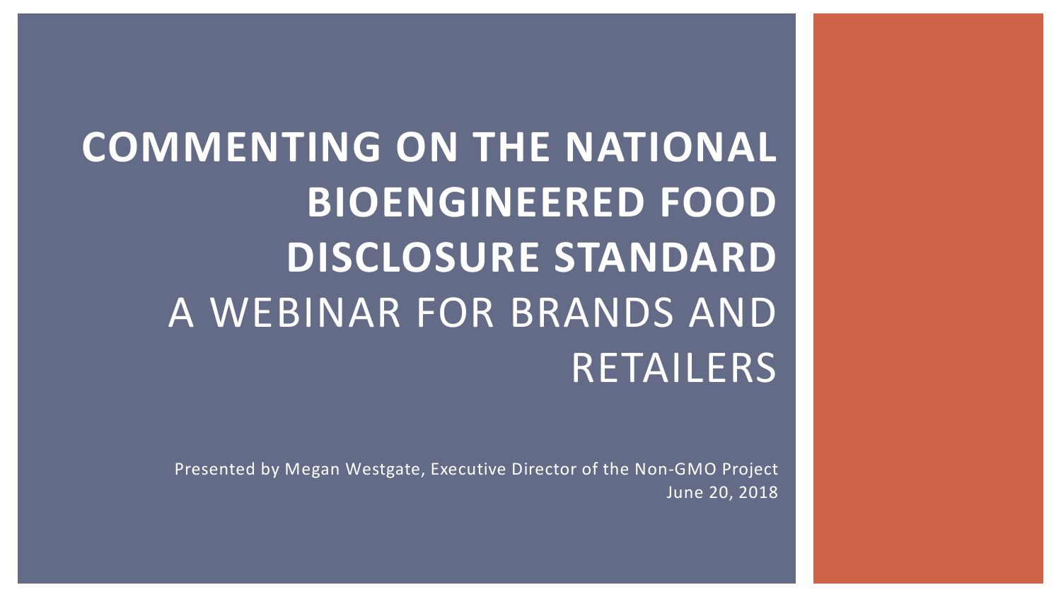# COMMENTING ON THE NATIONAL BIOENGINEERED FOOD DISCLOSURE STANDARD

## A WEBINAR FOR BRANDS AND RETAILERS

Presented by Megan Westgate, Executive Director of the Non-GMO Project

June 20, 2018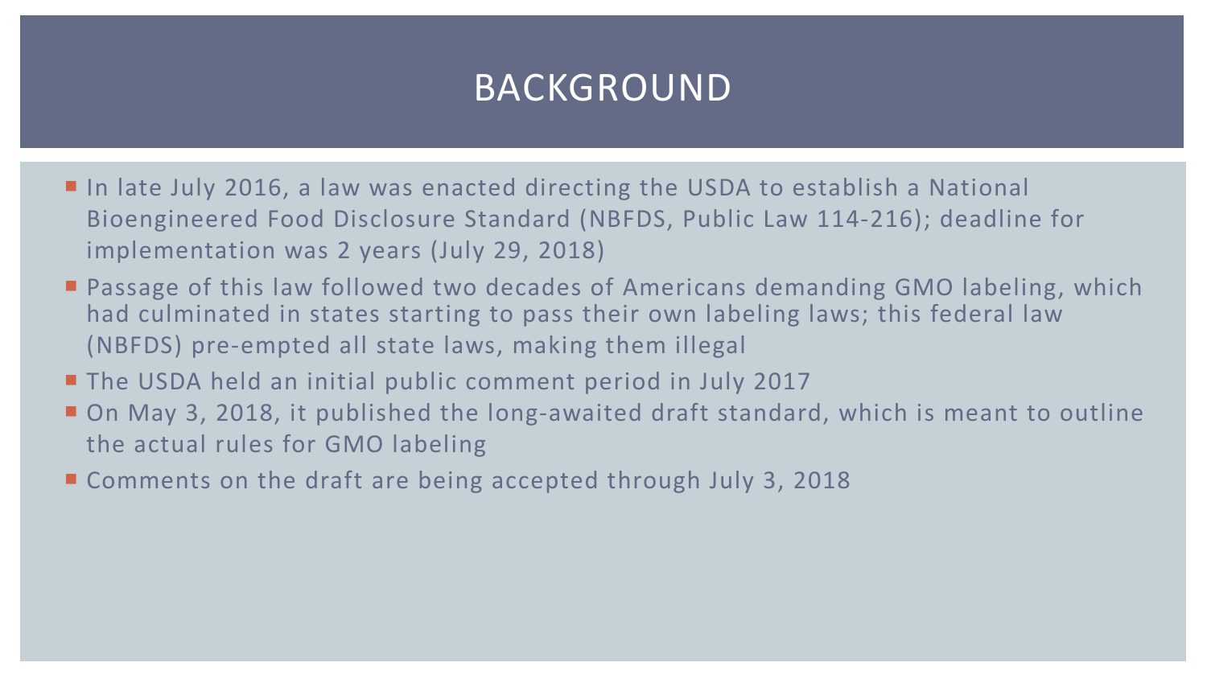# BACKGROUND

- In late July 2016, a law was enacted directing the USDA to establish a National Bioengineered Food Disclosure Standard (NBFDS, Public Law 114-216); deadline for implementation was 2 years (July 29, 2018)
- Passage of this law followed two decades of Americans demanding GMO labeling, which had culminated in states starting to pass their own labeling laws; this federal law (NBFDS) pre-empted all state laws, making them illegal
- The USDA held an initial public comment period in July 2017
- On May 3, 2018, it published the long-awaited draft standard, which is meant to outline the actual rules for GMO labeling
- Comments on the draft are being accepted through July 3, 2018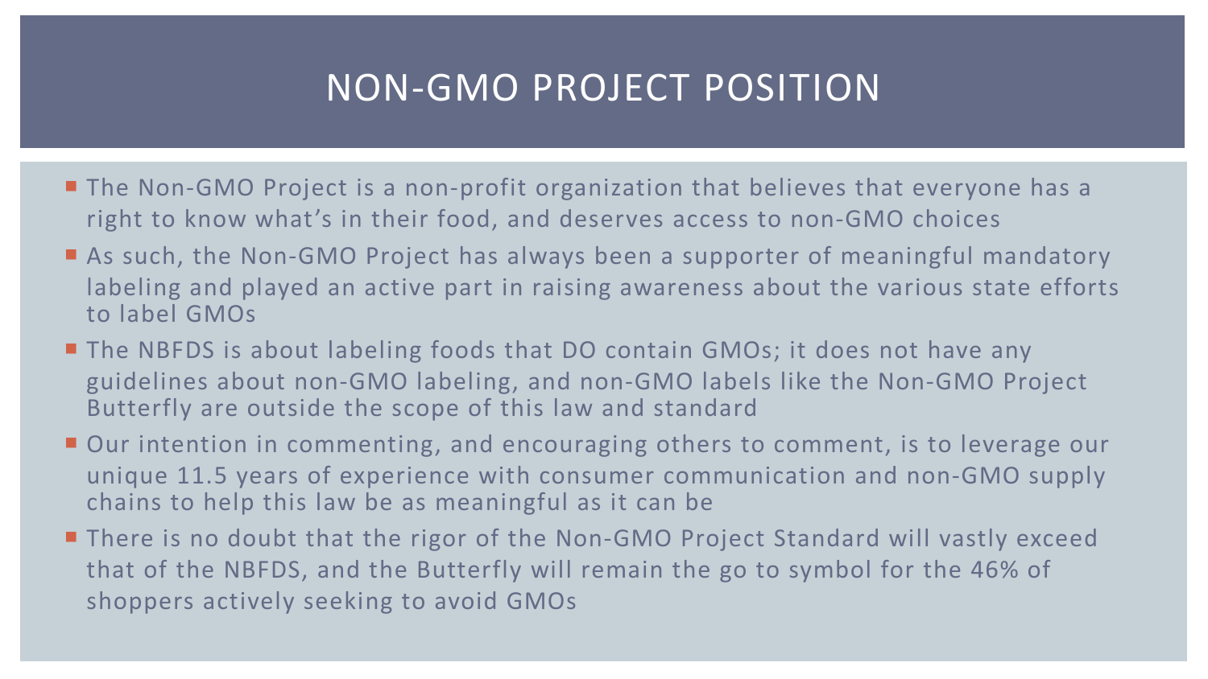# NON-GMO PROJECT POSITION

- The Non-GMO Project is a non-profit organization that believes that everyone has a right to know what's in their food, and deserves access to non-GMO choices
- As such, the Non-GMO Project has always been a supporter of meaningful mandatory labeling and played an active part in raising awareness about the various state efforts to label GMOs
- The NBFDS is about labeling foods that DO contain GMOs; it does not have any guidelines about non-GMO labeling, and non-GMO labels like the Non-GMO Project Butterfly are outside the scope of this law and standard
- Our intention in commenting, and encouraging others to comment, is to leverage our unique 11.5 years of experience with consumer communication and non-GMO supply chains to help this law be as meaningful as it can be
- There is no doubt that the rigor of the Non-GMO Project Standard will vastly exceed that of the NBFDS, and the Butterfly will remain the go to symbol for the 46% of shoppers actively seeking to avoid GMOs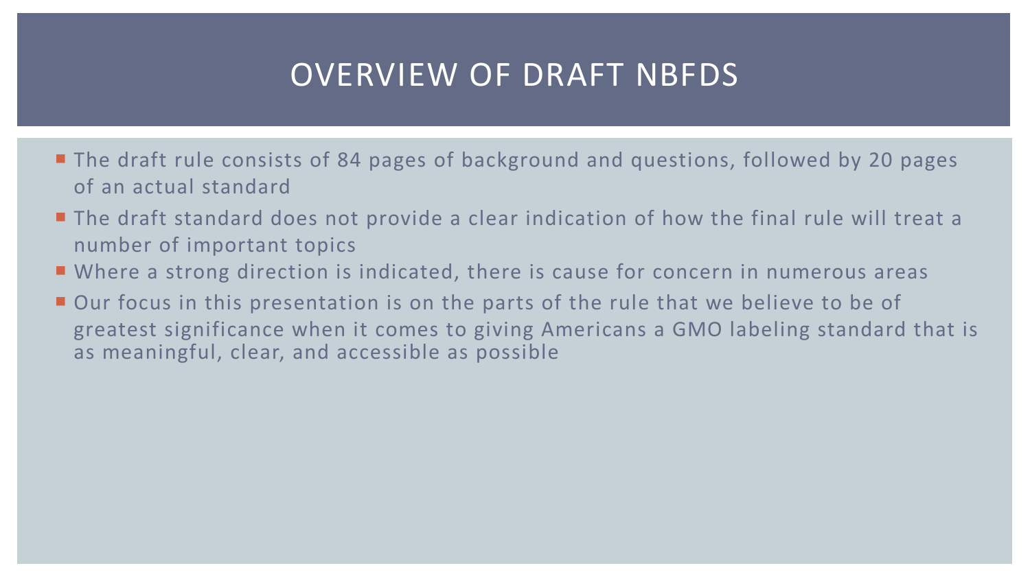# OVERVIEW OF DRAFT NBFDS

- The draft rule consists of 84 pages of background and questions, followed by 20 pages of an actual standard
- The draft standard does not provide a clear indication of how the final rule will treat a number of important topics
- Where a strong direction is indicated, there is cause for concern in numerous areas
- Our focus in this presentation is on the parts of the rule that we believe to be of greatest significance when it comes to giving Americans a GMO labeling standard that is as meaningful, clear, and accessible as possible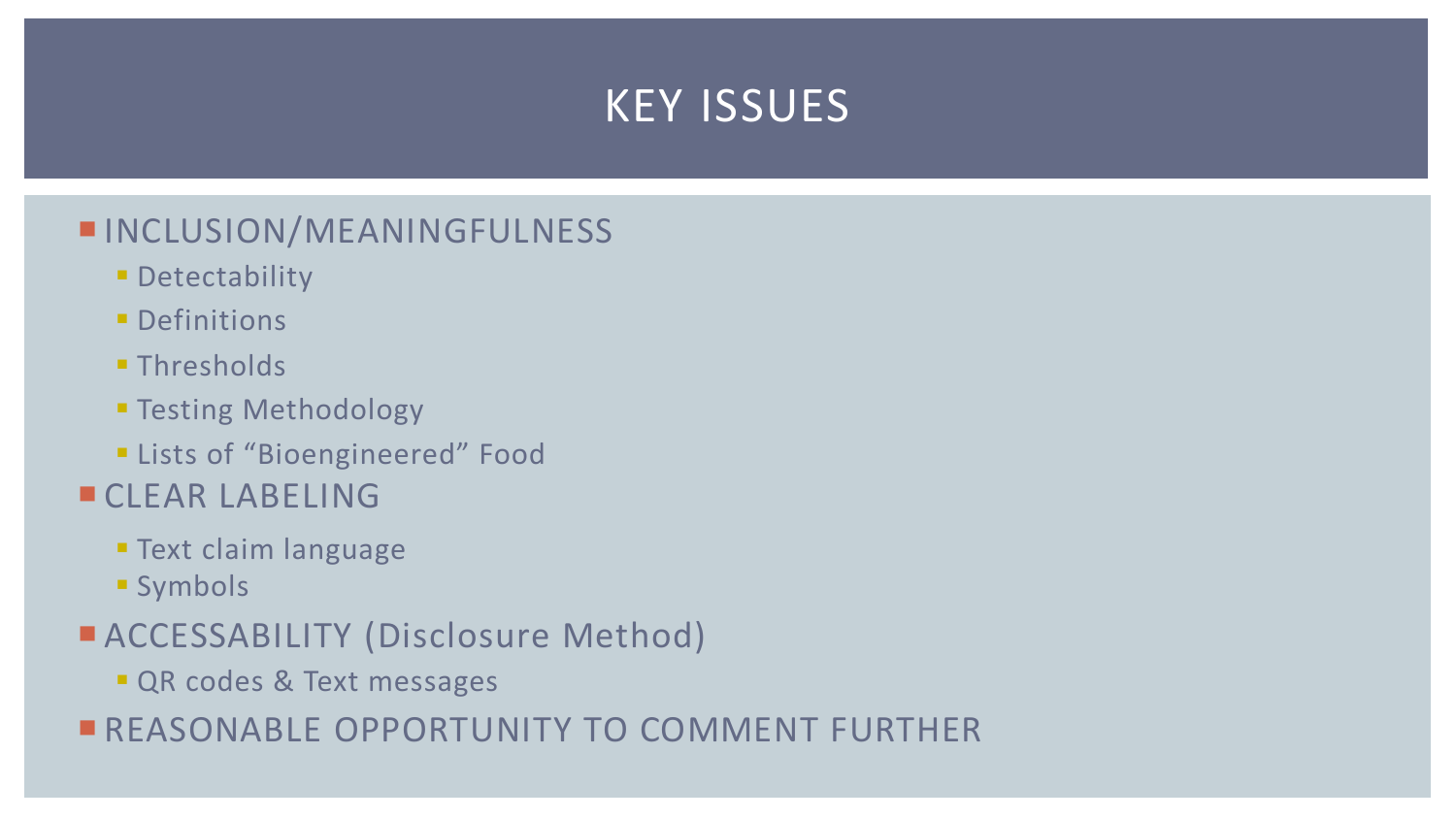# KEY ISSUES

- INCLUSION/MEANINGFULNESS
  - Detectability
  - Definitions
  - Thresholds
  - Testing Methodology
  - Lists of “Bioengineered” Food
- CLEAR LABELING
  - Text claim language
  - Symbols
- ACCESSABILITY (Disclosure Method)
  - QR codes & Text messages
- REASONABLE OPPORTUNITY TO COMMENT FURTHER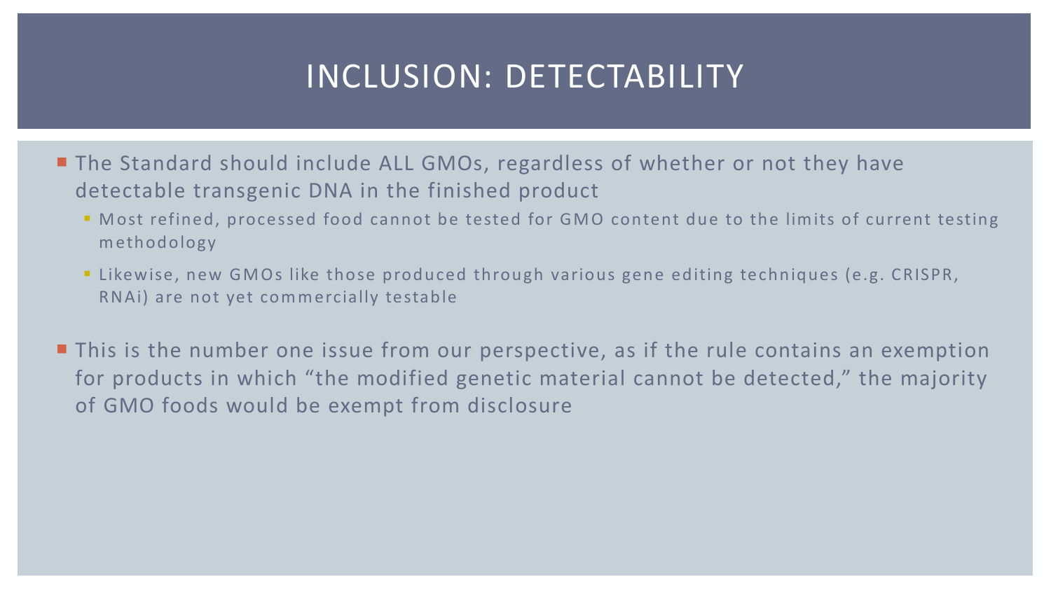# INCLUSION: DETECTABILITY

- The Standard should include ALL GMOs, regardless of whether or not they have detectable transgenic DNA in the finished product
  - Most refined, processed food cannot be tested for GMO content due to the limits of current testing methodology
  - Likewise, new GMOs like those produced through various gene editing techniques (e.g. CRISPR, RNAi) are not yet commercially testable
- This is the number one issue from our perspective, as if the rule contains an exemption for products in which "the modified genetic material cannot be detected," the majority of GMO foods would be exempt from disclosure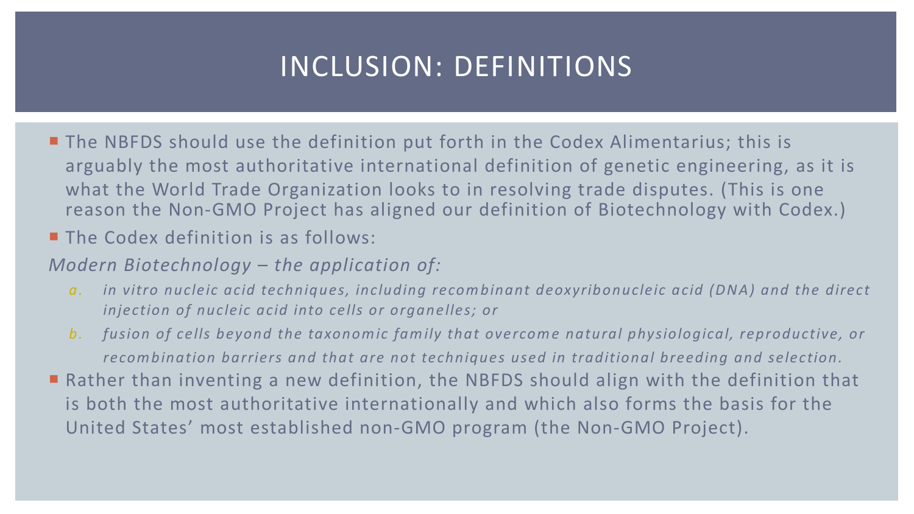# INCLUSION: DEFINITIONS

- The NBFDS should use the definition put forth in the Codex Alimentarius; this is arguably the most authoritative international definition of genetic engineering, as it is what the World Trade Organization looks to in resolving trade disputes. (This is one reason the Non-GMO Project has aligned our definition of Biotechnology with Codex.)
- The Codex definition is as follows:

*Modern Biotechnology – the application of:*

a. *in vitro nucleic acid techniques, including recombinant deoxyribonucleic acid (DNA) and the direct injection of nucleic acid into cells or organelles; or*
b. *fusion of cells beyond the taxonomic family that overcome natural physiological, reproductive, or recombination barriers and that are not techniques used in traditional breeding and selection.*

- Rather than inventing a new definition, the NBFDS should align with the definition that is both the most authoritative internationally and which also forms the basis for the United States' most established non-GMO program (the Non-GMO Project).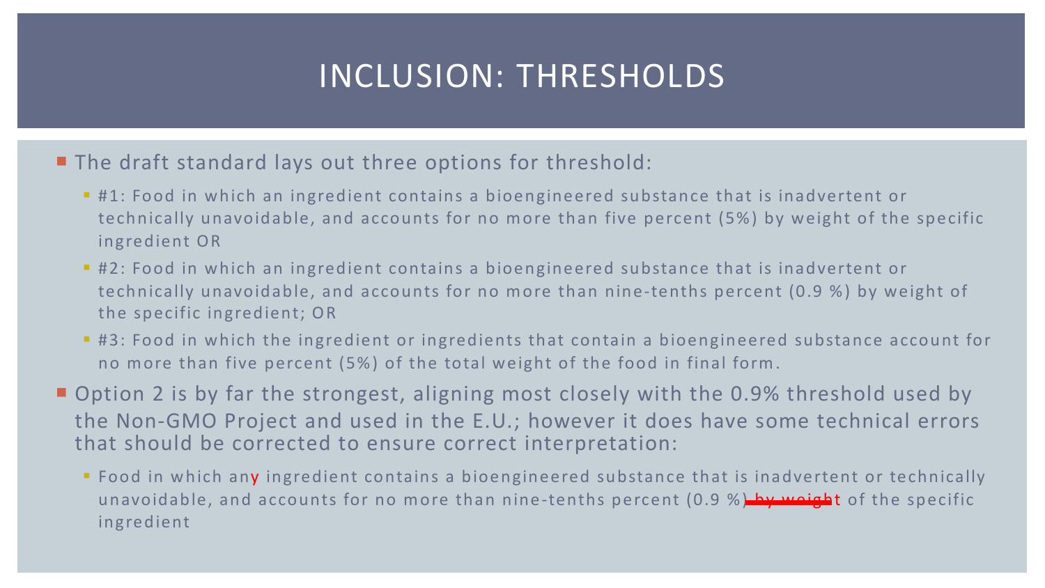# INCLUSION: THRESHOLDS

- The draft standard lays out three options for threshold:
  - #1: Food in which an ingredient contains a bioengineered substance that is inadvertent or technically unavoidable, and accounts for no more than five percent (5%) by weight of the specific ingredient OR
  - #2: Food in which an ingredient contains a bioengineered substance that is inadvertent or technically unavoidable, and accounts for no more than nine-tenths percent (0.9 %) by weight of the specific ingredient; OR
  - #3: Food in which the ingredient or ingredients that contain a bioengineered substance account for no more than five percent (5%) of the total weight of the food in final form.
- Option 2 is by far the strongest, aligning most closely with the 0.9% threshold used by the Non-GMO Project and used in the E.U.; however it does have some technical errors that should be corrected to ensure correct interpretation:
  - Food in which any ingredient contains a bioengineered substance that is inadvertent or technically unavoidable, and accounts for no more than nine-tenths percent (0.9 %) ~~by weight~~ of the specific ingredient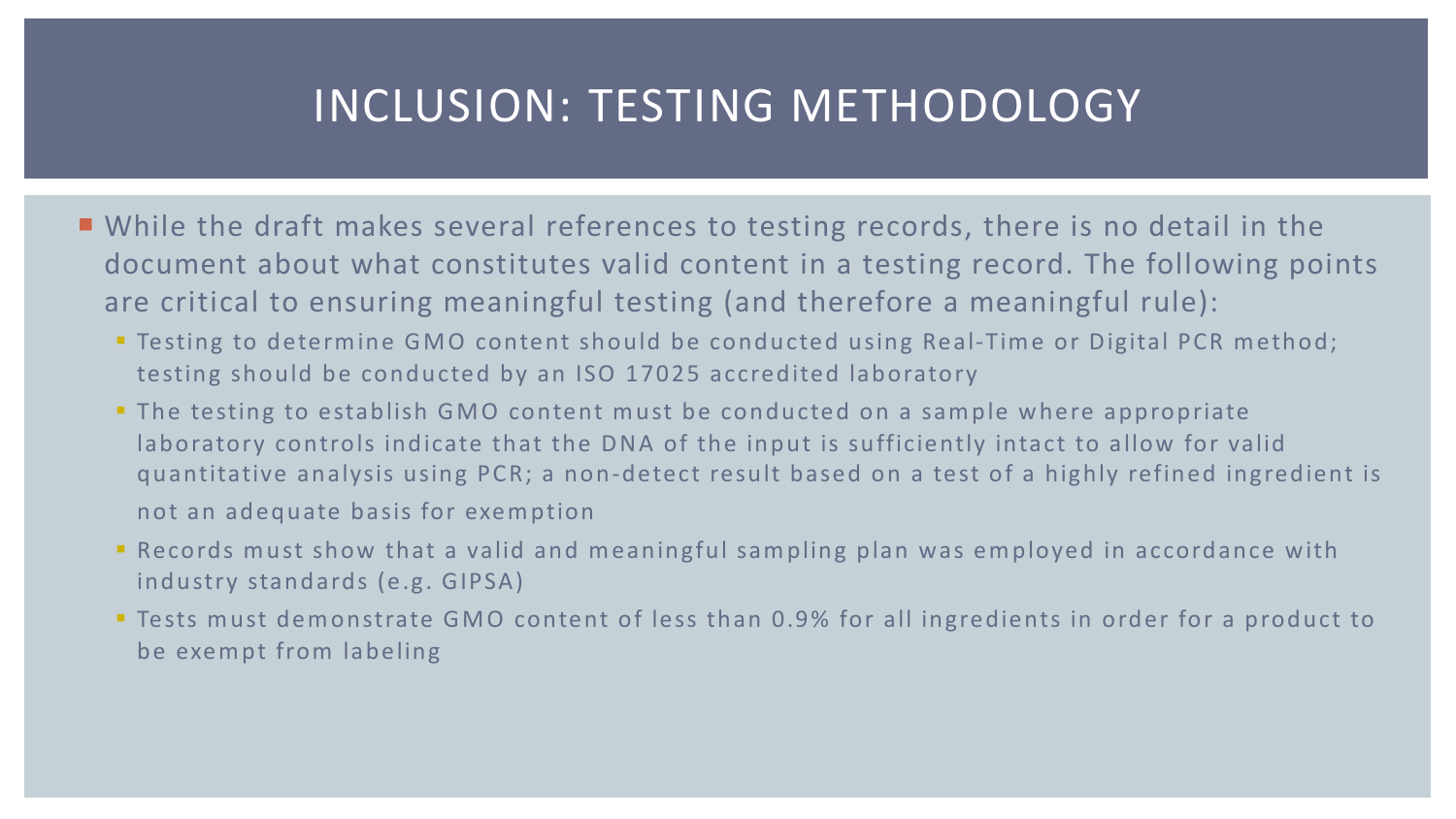# INCLUSION: TESTING METHODOLOGY

- While the draft makes several references to testing records, there is no detail in the document about what constitutes valid content in a testing record. The following points are critical to ensuring meaningful testing (and therefore a meaningful rule):
  - Testing to determine GMO content should be conducted using Real-Time or Digital PCR method; testing should be conducted by an ISO 17025 accredited laboratory
  - The testing to establish GMO content must be conducted on a sample where appropriate laboratory controls indicate that the DNA of the input is sufficiently intact to allow for valid quantitative analysis using PCR; a non-detect result based on a test of a highly refined ingredient is not an adequate basis for exemption
  - Records must show that a valid and meaningful sampling plan was employed in accordance with industry standards (e.g. GIPSA)
  - Tests must demonstrate GMO content of less than 0.9% for all ingredients in order for a product to be exempt from labeling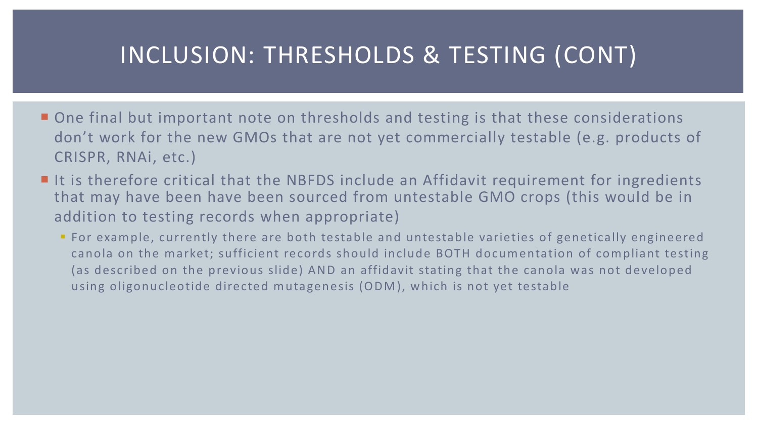# INCLUSION: THRESHOLDS & TESTING (CONT)

- One final but important note on thresholds and testing is that these considerations don't work for the new GMOs that are not yet commercially testable (e.g. products of CRISPR, RNAi, etc.)
- It is therefore critical that the NBFDS include an Affidavit requirement for ingredients that may have been have been sourced from untestable GMO crops (this would be in addition to testing records when appropriate)
  - For example, currently there are both testable and untestable varieties of genetically engineered canola on the market; sufficient records should include BOTH documentation of compliant testing (as described on the previous slide) AND an affidavit stating that the canola was not developed using oligonucleotide directed mutagenesis (ODM), which is not yet testable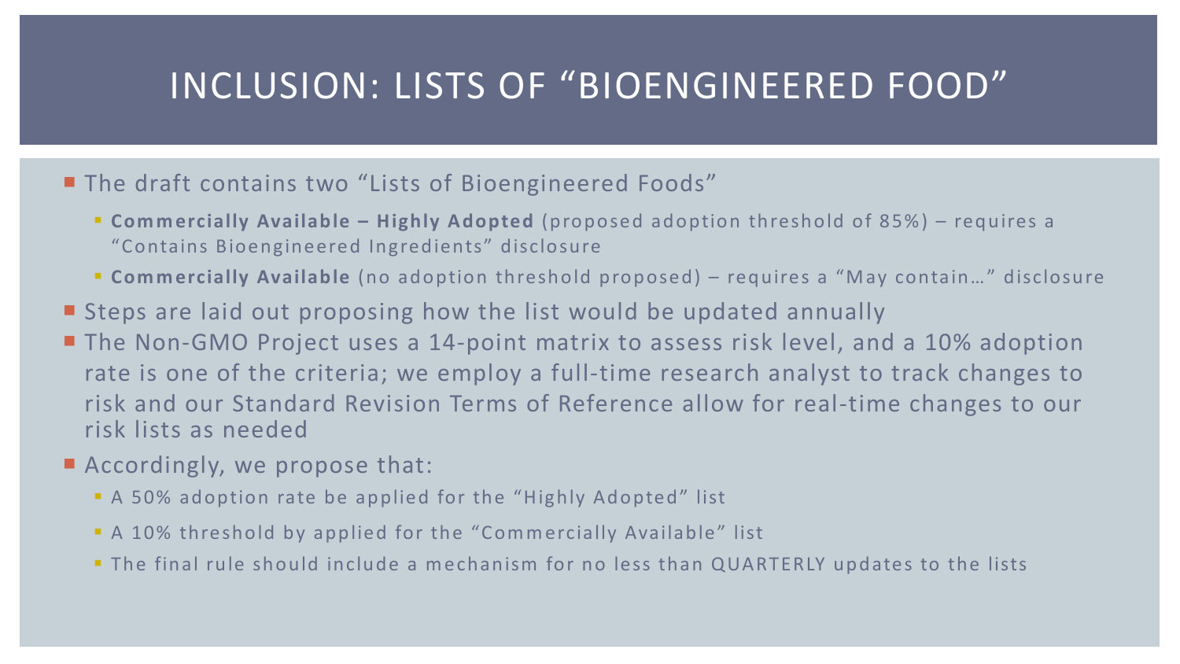# INCLUSION: LISTS OF "BIOENGINEERED FOOD"

- The draft contains two "Lists of Bioengineered Foods"
  - **Commercially Available – Highly Adopted** (proposed adoption threshold of 85%) – requires a "Contains Bioengineered Ingredients" disclosure
  - **Commercially Available** (no adoption threshold proposed) – requires a "May contain…" disclosure
- Steps are laid out proposing how the list would be updated annually
- The Non-GMO Project uses a 14-point matrix to assess risk level, and a 10% adoption rate is one of the criteria; we employ a full-time research analyst to track changes to risk and our Standard Revision Terms of Reference allow for real-time changes to our risk lists as needed
- Accordingly, we propose that:
  - A 50% adoption rate be applied for the "Highly Adopted" list
  - A 10% threshold by applied for the "Commercially Available" list
  - The final rule should include a mechanism for no less than QUARTERLY updates to the lists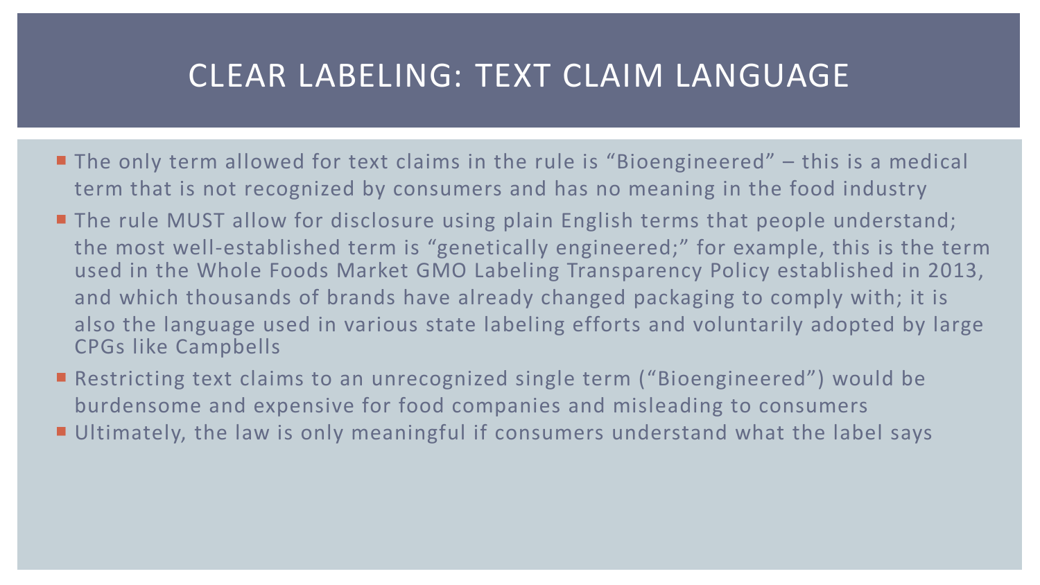# CLEAR LABELING: TEXT CLAIM LANGUAGE

- The only term allowed for text claims in the rule is "Bioengineered" – this is a medical term that is not recognized by consumers and has no meaning in the food industry
- The rule MUST allow for disclosure using plain English terms that people understand; the most well-established term is "genetically engineered;" for example, this is the term used in the Whole Foods Market GMO Labeling Transparency Policy established in 2013, and which thousands of brands have already changed packaging to comply with; it is also the language used in various state labeling efforts and voluntarily adopted by large CPGs like Campbells
- Restricting text claims to an unrecognized single term ("Bioengineered") would be burdensome and expensive for food companies and misleading to consumers
- Ultimately, the law is only meaningful if consumers understand what the label says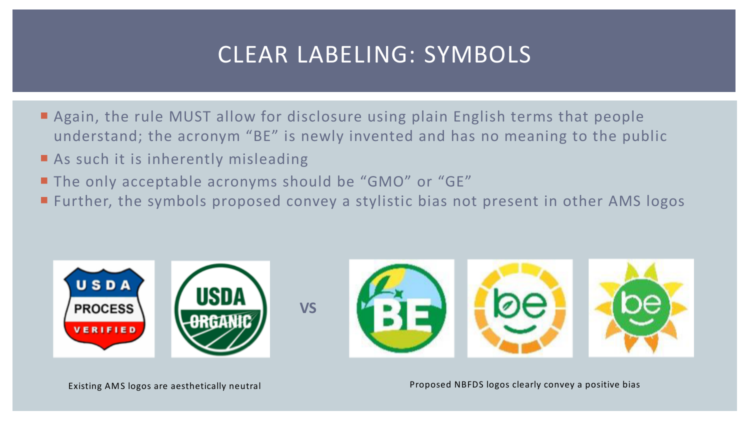# CLEAR LABELING: SYMBOLS

- Again, the rule MUST allow for disclosure using plain English terms that people understand; the acronym "BE" is newly invented and has no meaning to the public
- As such it is inherently misleading
- The only acceptable acronyms should be "GMO" or "GE"
- Further, the symbols proposed convey a stylistic bias not present in other AMS logos

USDA PROCESS VERIFIED | USDA ORGANIC **VS** BE | be | be

Existing AMS logos are aesthetically neutral

Proposed NBFDS logos clearly convey a positive bias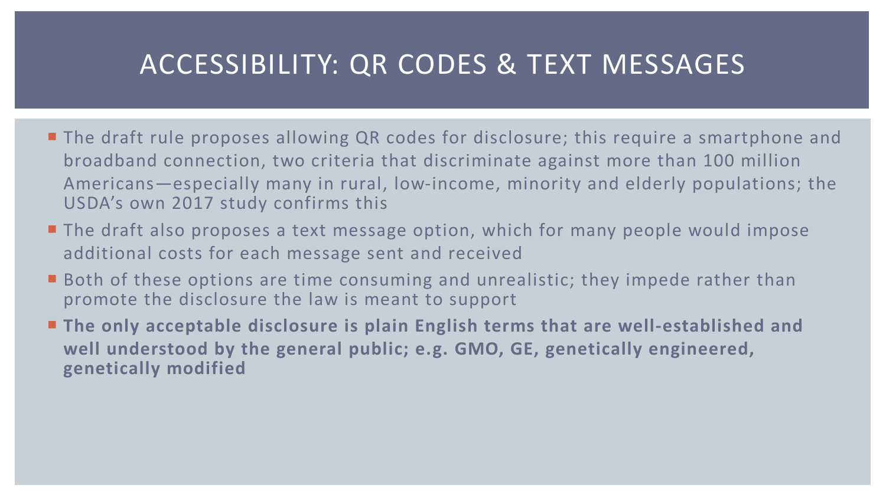# ACCESSIBILITY: QR CODES & TEXT MESSAGES

- The draft rule proposes allowing QR codes for disclosure; this require a smartphone and broadband connection, two criteria that discriminate against more than 100 million Americans—especially many in rural, low-income, minority and elderly populations; the USDA's own 2017 study confirms this
- The draft also proposes a text message option, which for many people would impose additional costs for each message sent and received
- Both of these options are time consuming and unrealistic; they impede rather than promote the disclosure the law is meant to support
- **The only acceptable disclosure is plain English terms that are well-established and well understood by the general public; e.g. GMO, GE, genetically engineered, genetically modified**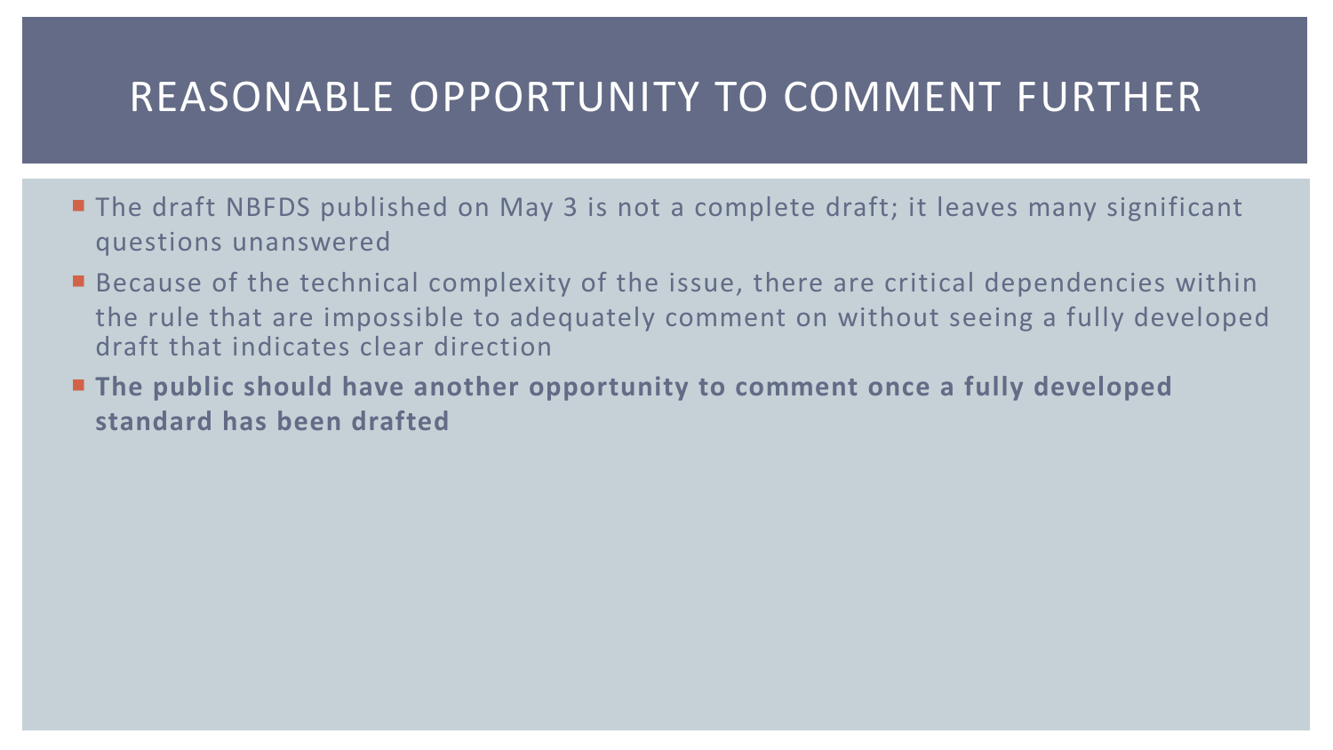# REASONABLE OPPORTUNITY TO COMMENT FURTHER

- The draft NBFDS published on May 3 is not a complete draft; it leaves many significant questions unanswered
- Because of the technical complexity of the issue, there are critical dependencies within the rule that are impossible to adequately comment on without seeing a fully developed draft that indicates clear direction
- **The public should have another opportunity to comment once a fully developed standard has been drafted**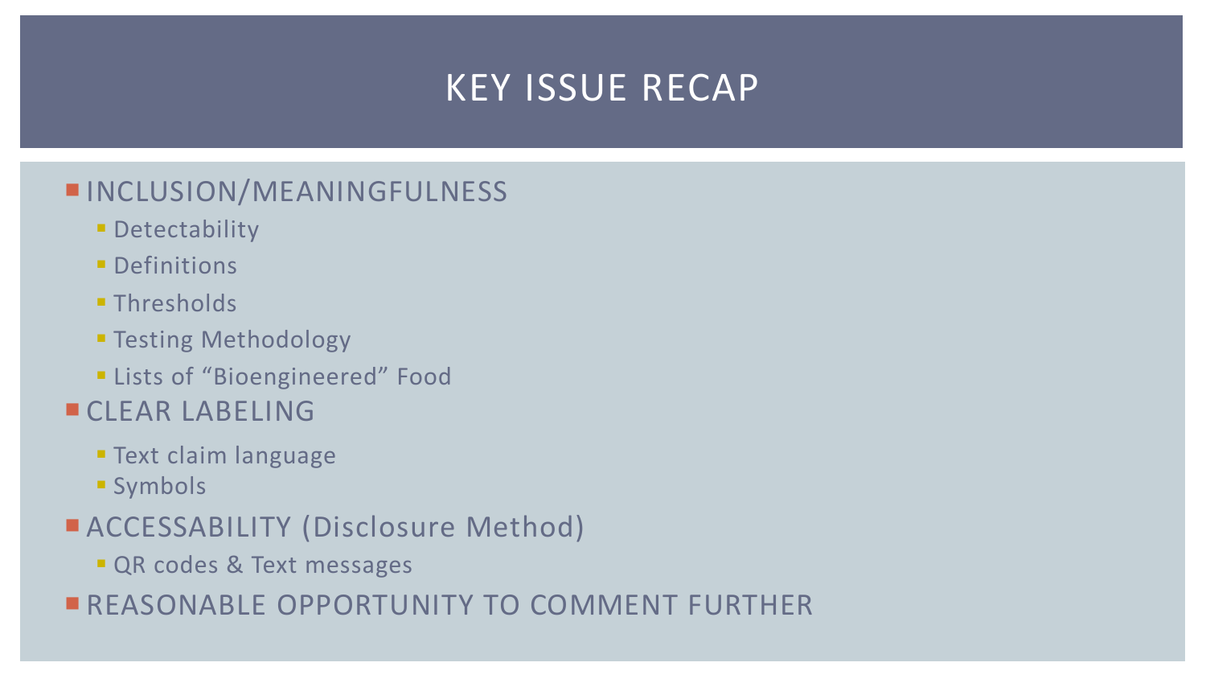# KEY ISSUE RECAP

- INCLUSION/MEANINGFULNESS
  - Detectability
  - Definitions
  - Thresholds
  - Testing Methodology
  - Lists of “Bioengineered” Food
- CLEAR LABELING
  - Text claim language
  - Symbols
- ACCESSABILITY (Disclosure Method)
  - QR codes & Text messages
- REASONABLE OPPORTUNITY TO COMMENT FURTHER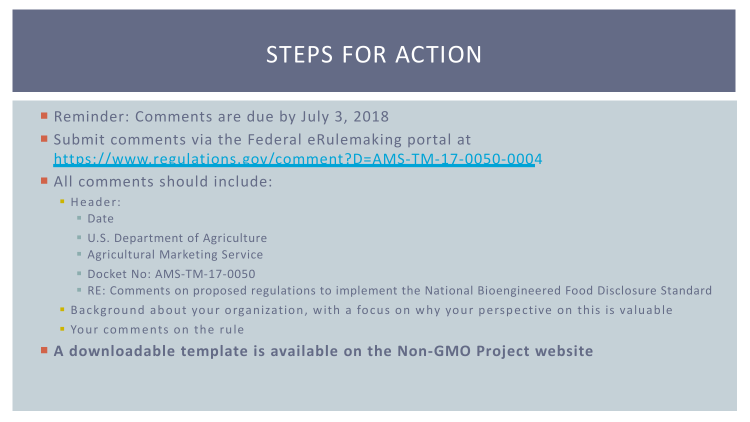# STEPS FOR ACTION

- Reminder: Comments are due by July 3, 2018
- Submit comments via the Federal eRulemaking portal at https://www.regulations.gov/comment?D=AMS-TM-17-0050-0004
- All comments should include:
  - Header:
    - Date
    - U.S. Department of Agriculture
    - Agricultural Marketing Service
    - Docket No: AMS-TM-17-0050
    - RE: Comments on proposed regulations to implement the National Bioengineered Food Disclosure Standard
  - Background about your organization, with a focus on why your perspective on this is valuable
  - Your comments on the rule
- **A downloadable template is available on the Non-GMO Project website**